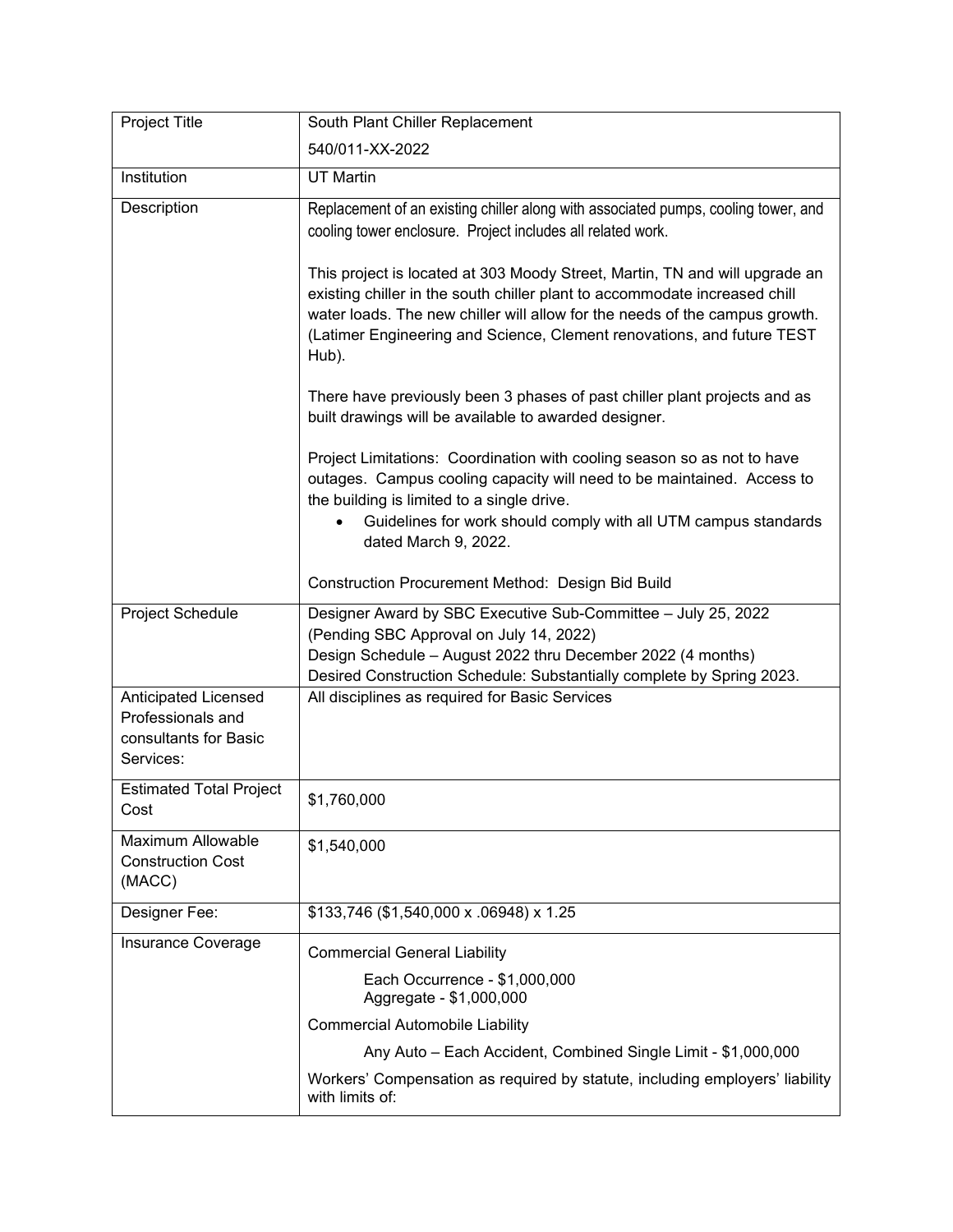| Project Title | South Plant Chiller Replacement<br>540/011-XX-2022 |
| --- | --- |
| Institution | UT Martin |
| Description | Replacement of an existing chiller along with associated pumps, cooling tower, and cooling tower enclosure. Project includes all related work.<br><br>This project is located at 303 Moody Street, Martin, TN and will upgrade an existing chiller in the south chiller plant to accommodate increased chill water loads. The new chiller will allow for the needs of the campus growth. (Latimer Engineering and Science, Clement renovations, and future TEST Hub).<br><br>There have previously been 3 phases of past chiller plant projects and as built drawings will be available to awarded designer.<br><br>Project Limitations: Coordination with cooling season so as not to have outages. Campus cooling capacity will need to be maintained. Access to the building is limited to a single drive.<br>• Guidelines for work should comply with all UTM campus standards dated March 9, 2022.<br><br>Construction Procurement Method: Design Bid Build |
| Project Schedule | Designer Award by SBC Executive Sub-Committee – July 25, 2022 (Pending SBC Approval on July 14, 2022)<br>Design Schedule – August 2022 thru December 2022 (4 months)<br>Desired Construction Schedule: Substantially complete by Spring 2023. |
| Anticipated Licensed Professionals and consultants for Basic Services: | All disciplines as required for Basic Services |
| Estimated Total Project Cost | $1,760,000 |
| Maximum Allowable Construction Cost (MACC) | $1,540,000 |
| Designer Fee: | $133,746 ($1,540,000 x .06948) x 1.25 |
| Insurance Coverage | Commercial General Liability<br>Each Occurrence - $1,000,000<br>Aggregate - $1,000,000<br>Commercial Automobile Liability<br>Any Auto – Each Accident, Combined Single Limit - $1,000,000<br>Workers' Compensation as required by statute, including employers' liability with limits of: |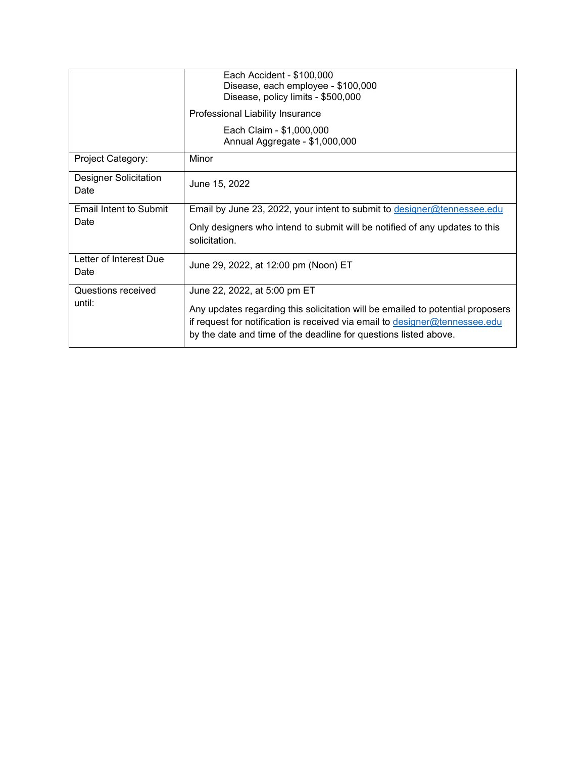| | |
|---|---|
| | Each Accident - $100,000<br>Disease, each employee - $100,000<br>Disease, policy limits - $500,000<br><br>Professional Liability Insurance<br><br>Each Claim - $1,000,000<br>Annual Aggregate - $1,000,000 |
| Project Category: | Minor |
| Designer Solicitation Date | June 15, 2022 |
| Email Intent to Submit Date | Email by June 23, 2022, your intent to submit to designer@tennessee.edu<br><br>Only designers who intend to submit will be notified of any updates to this solicitation. |
| Letter of Interest Due Date | June 29, 2022, at 12:00 pm (Noon) ET |
| Questions received until: | June 22, 2022, at 5:00 pm ET<br><br>Any updates regarding this solicitation will be emailed to potential proposers if request for notification is received via email to designer@tennessee.edu by the date and time of the deadline for questions listed above. |